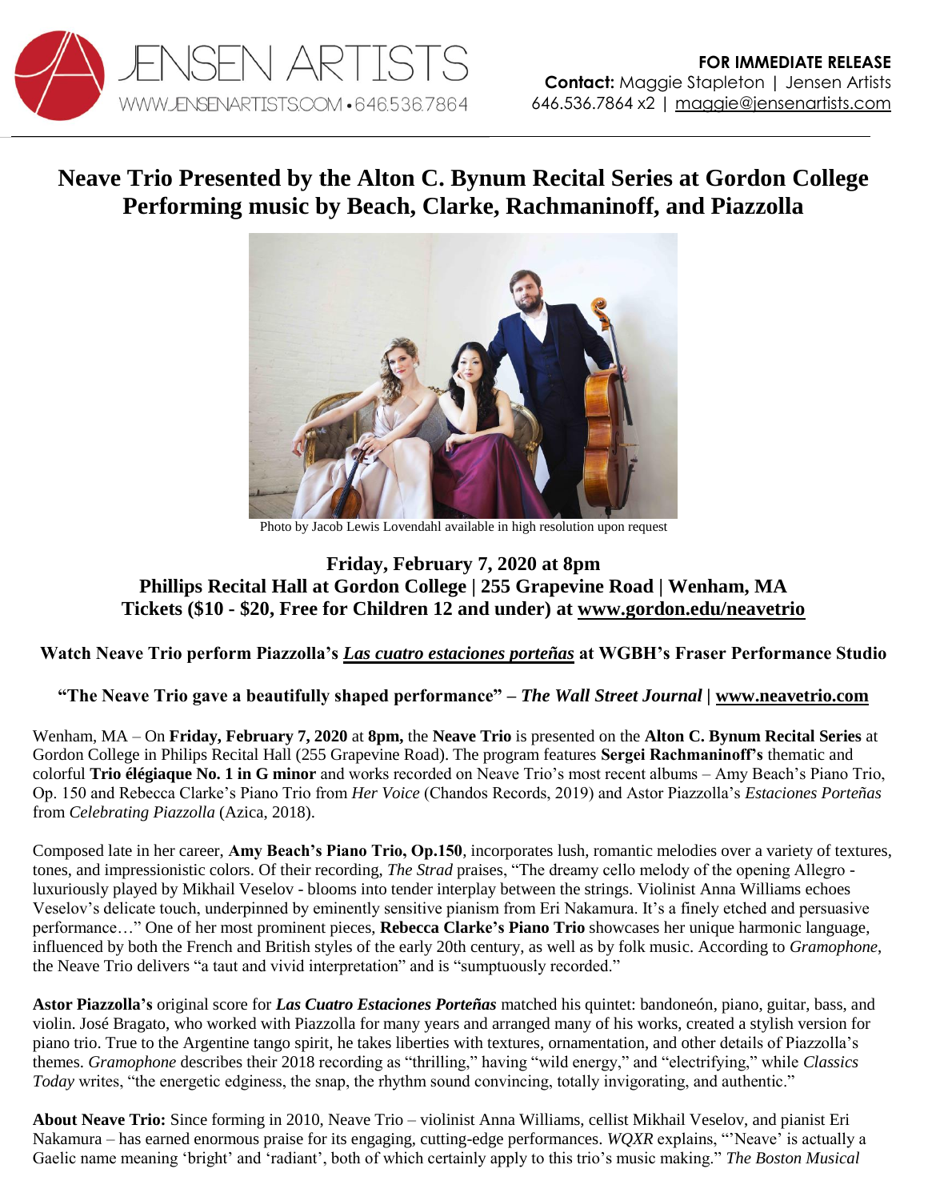JENSEN ARTISTS
WWW.JENSENARTISTS.COM • 646.536.7864

**FOR IMMEDIATE RELEASE**
**Contact:** Maggie Stapleton | Jensen Artists
646.536.7864 x2 | maggie@jensenartists.com

# Neave Trio Presented by the Alton C. Bynum Recital Series at Gordon College
# Performing music by Beach, Clarke, Rachmaninoff, and Piazzolla

Photo by Jacob Lewis Lovendahl available in high resolution upon request

### Friday, February 7, 2020 at 8pm
### Phillips Recital Hall at Gordon College | 255 Grapevine Road | Wenham, MA
### Tickets ($10 - $20, Free for Children 12 and under) at www.gordon.edu/neavetrio

**Watch Neave Trio perform Piazzolla's *Las cuatro estaciones porteñas* at WGBH's Fraser Performance Studio**

**"The Neave Trio gave a beautifully shaped performance" – *The Wall Street Journal* | www.neavetrio.com**

Wenham, MA – On **Friday, February 7, 2020** at **8pm,** the **Neave Trio** is presented on the **Alton C. Bynum Recital Series** at Gordon College in Philips Recital Hall (255 Grapevine Road). The program features **Sergei Rachmaninoff's** thematic and colorful **Trio élégiaque No. 1 in G minor** and works recorded on Neave Trio's most recent albums – Amy Beach's Piano Trio, Op. 150 and Rebecca Clarke's Piano Trio from *Her Voice* (Chandos Records, 2019) and Astor Piazzolla's *Estaciones Porteñas* from *Celebrating Piazzolla* (Azica, 2018).

Composed late in her career, **Amy Beach's Piano Trio, Op.150**, incorporates lush, romantic melodies over a variety of textures, tones, and impressionistic colors. Of their recording, *The Strad* praises, "The dreamy cello melody of the opening Allegro - luxuriously played by Mikhail Veselov - blooms into tender interplay between the strings. Violinist Anna Williams echoes Veselov's delicate touch, underpinned by eminently sensitive pianism from Eri Nakamura. It's a finely etched and persuasive performance…" One of her most prominent pieces, **Rebecca Clarke's Piano Trio** showcases her unique harmonic language, influenced by both the French and British styles of the early 20th century, as well as by folk music. According to *Gramophone*, the Neave Trio delivers "a taut and vivid interpretation" and is "sumptuously recorded."

**Astor Piazzolla's** original score for ***Las Cuatro Estaciones Porteñas*** matched his quintet: bandoneón, piano, guitar, bass, and violin. José Bragato, who worked with Piazzolla for many years and arranged many of his works, created a stylish version for piano trio. True to the Argentine tango spirit, he takes liberties with textures, ornamentation, and other details of Piazzolla's themes. *Gramophone* describes their 2018 recording as "thrilling," having "wild energy," and "electrifying," while *Classics Today* writes, "the energetic edginess, the snap, the rhythm sound convincing, totally invigorating, and authentic."

**About Neave Trio:** Since forming in 2010, Neave Trio – violinist Anna Williams, cellist Mikhail Veselov, and pianist Eri Nakamura – has earned enormous praise for its engaging, cutting-edge performances. *WQXR* explains, "'Neave' is actually a Gaelic name meaning 'bright' and 'radiant', both of which certainly apply to this trio's music making." *The Boston Musical*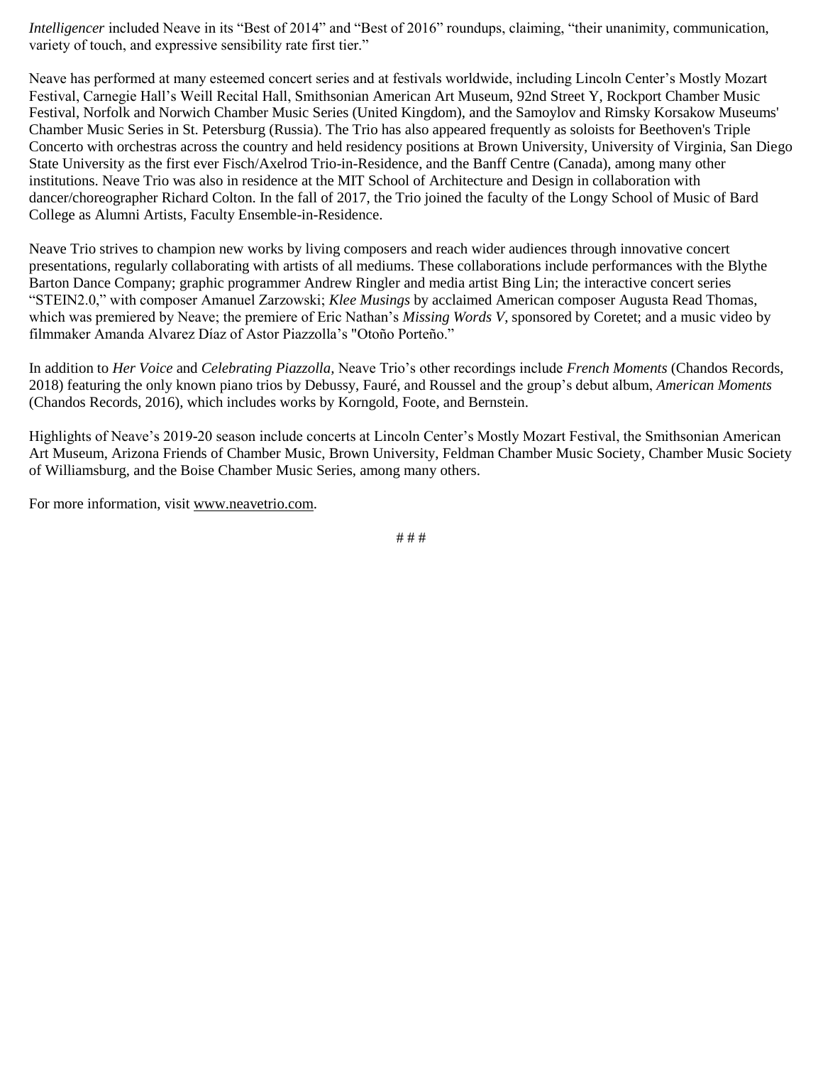*Intelligencer* included Neave in its "Best of 2014" and "Best of 2016" roundups, claiming, "their unanimity, communication, variety of touch, and expressive sensibility rate first tier."

Neave has performed at many esteemed concert series and at festivals worldwide, including Lincoln Center's Mostly Mozart Festival, Carnegie Hall's Weill Recital Hall, Smithsonian American Art Museum, 92nd Street Y, Rockport Chamber Music Festival, Norfolk and Norwich Chamber Music Series (United Kingdom), and the Samoylov and Rimsky Korsakow Museums' Chamber Music Series in St. Petersburg (Russia). The Trio has also appeared frequently as soloists for Beethoven's Triple Concerto with orchestras across the country and held residency positions at Brown University, University of Virginia, San Diego State University as the first ever Fisch/Axelrod Trio-in-Residence, and the Banff Centre (Canada), among many other institutions. Neave Trio was also in residence at the MIT School of Architecture and Design in collaboration with dancer/choreographer Richard Colton. In the fall of 2017, the Trio joined the faculty of the Longy School of Music of Bard College as Alumni Artists, Faculty Ensemble-in-Residence.

Neave Trio strives to champion new works by living composers and reach wider audiences through innovative concert presentations, regularly collaborating with artists of all mediums. These collaborations include performances with the Blythe Barton Dance Company; graphic programmer Andrew Ringler and media artist Bing Lin; the interactive concert series "STEIN2.0," with composer Amanuel Zarzowski; *Klee Musings* by acclaimed American composer Augusta Read Thomas, which was premiered by Neave; the premiere of Eric Nathan's *Missing Words V*, sponsored by Coretet; and a music video by filmmaker Amanda Alvarez Díaz of Astor Piazzolla's "Otoño Porteño."

In addition to *Her Voice* and *Celebrating Piazzolla,* Neave Trio's other recordings include *French Moments* (Chandos Records, 2018) featuring the only known piano trios by Debussy, Fauré, and Roussel and the group's debut album, *American Moments* (Chandos Records, 2016), which includes works by Korngold, Foote, and Bernstein.

Highlights of Neave's 2019-20 season include concerts at Lincoln Center's Mostly Mozart Festival, the Smithsonian American Art Museum, Arizona Friends of Chamber Music, Brown University, Feldman Chamber Music Society, Chamber Music Society of Williamsburg, and the Boise Chamber Music Series, among many others.

For more information, visit www.neavetrio.com.

# # #